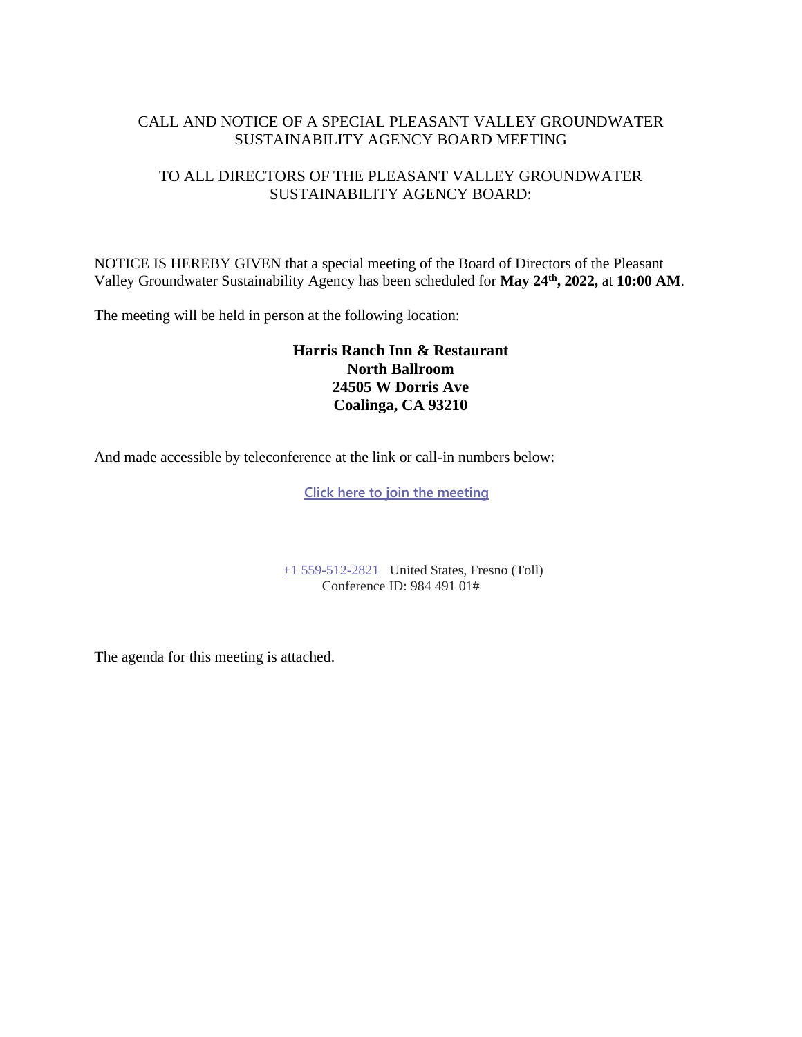# CALL AND NOTICE OF A SPECIAL PLEASANT VALLEY GROUNDWATER SUSTAINABILITY AGENCY BOARD MEETING

## TO ALL DIRECTORS OF THE PLEASANT VALLEY GROUNDWATER SUSTAINABILITY AGENCY BOARD:

NOTICE IS HEREBY GIVEN that a special meeting of the Board of Directors of the Pleasant Valley Groundwater Sustainability Agency has been scheduled for **May 24th, 2022,** at **10:00 AM**.

The meeting will be held in person at the following location:

**Harris Ranch Inn & Restaurant**
**North Ballroom**
**24505 W Dorris Ave**
**Coalinga, CA 93210**

And made accessible by teleconference at the link or call-in numbers below:

Click here to join the meeting

+1 559-512-2821 United States, Fresno (Toll)
Conference ID: 984 491 01#

The agenda for this meeting is attached.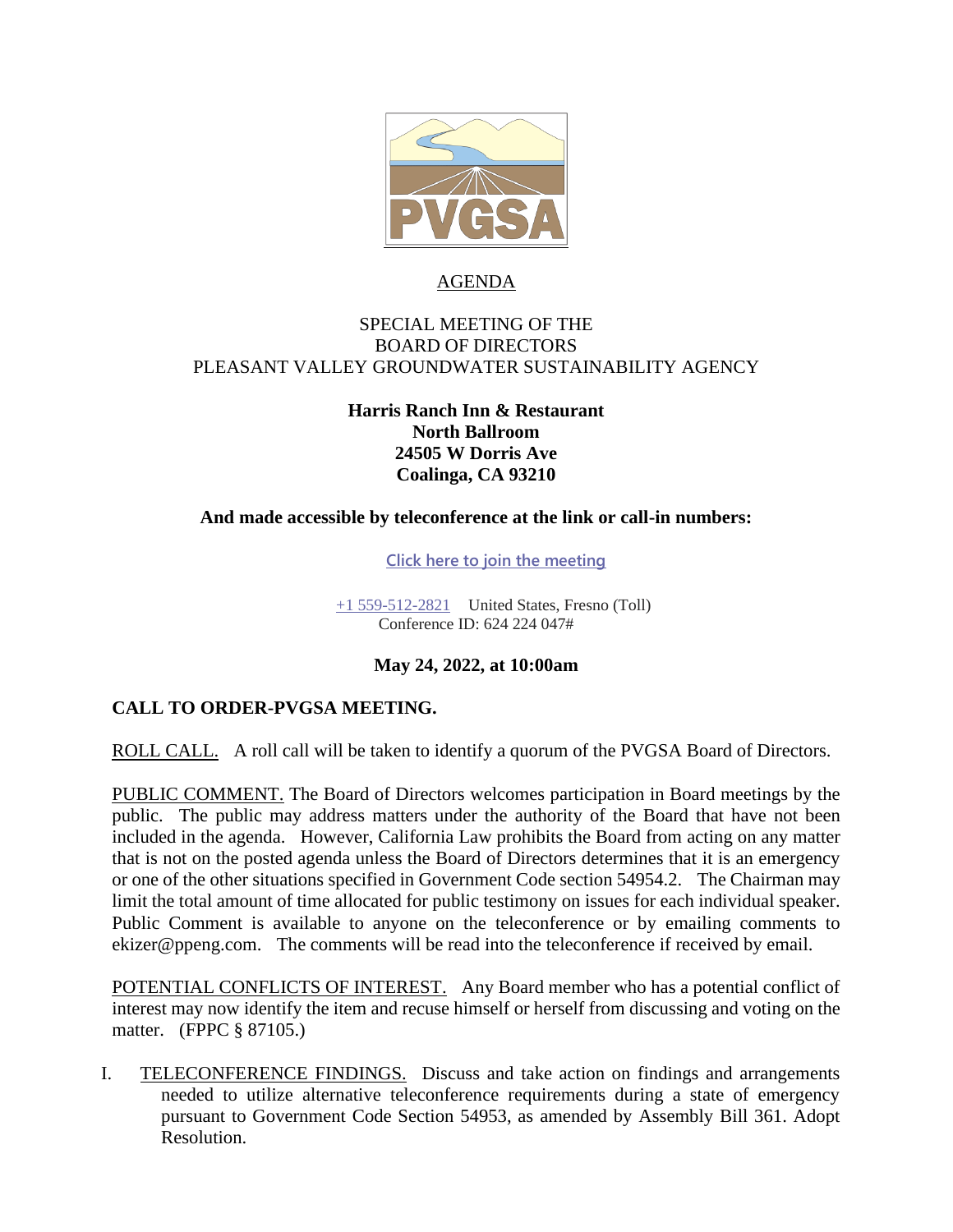AGENDA

SPECIAL MEETING OF THE
BOARD OF DIRECTORS
PLEASANT VALLEY GROUNDWATER SUSTAINABILITY AGENCY

**Harris Ranch Inn & Restaurant**
**North Ballroom**
**24505 W Dorris Ave**
**Coalinga, CA 93210**

**And made accessible by teleconference at the link or call-in numbers:**

Click here to join the meeting

+1 559-512-2821 United States, Fresno (Toll)
Conference ID: 624 224 047#

**May 24, 2022, at 10:00am**

**CALL TO ORDER-PVGSA MEETING.**

ROLL CALL. A roll call will be taken to identify a quorum of the PVGSA Board of Directors.

PUBLIC COMMENT. The Board of Directors welcomes participation in Board meetings by the public. The public may address matters under the authority of the Board that have not been included in the agenda. However, California Law prohibits the Board from acting on any matter that is not on the posted agenda unless the Board of Directors determines that it is an emergency or one of the other situations specified in Government Code section 54954.2. The Chairman may limit the total amount of time allocated for public testimony on issues for each individual speaker. Public Comment is available to anyone on the teleconference or by emailing comments to ekizer@ppeng.com. The comments will be read into the teleconference if received by email.

POTENTIAL CONFLICTS OF INTEREST. Any Board member who has a potential conflict of interest may now identify the item and recuse himself or herself from discussing and voting on the matter. (FPPC § 87105.)

I. TELECONFERENCE FINDINGS. Discuss and take action on findings and arrangements needed to utilize alternative teleconference requirements during a state of emergency pursuant to Government Code Section 54953, as amended by Assembly Bill 361. Adopt Resolution.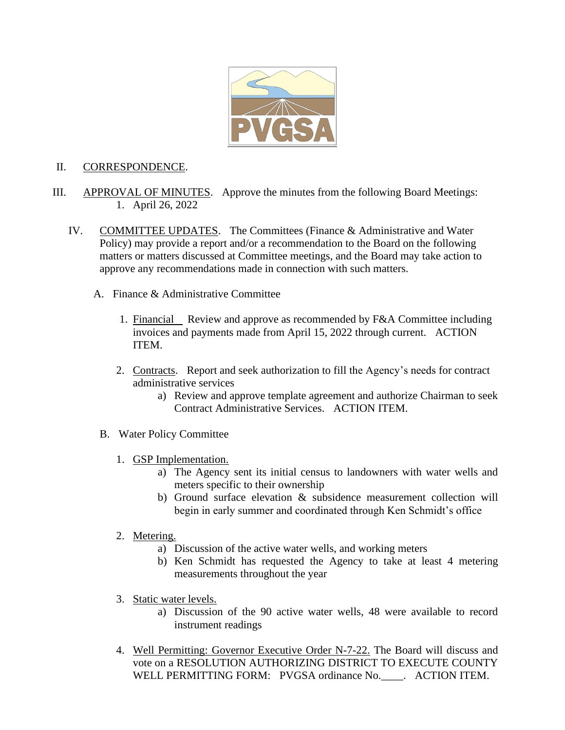II. CORRESPONDENCE.

III. APPROVAL OF MINUTES. Approve the minutes from the following Board Meetings:

1. April 26, 2022

IV. COMMITTEE UPDATES. The Committees (Finance & Administrative and Water Policy) may provide a report and/or a recommendation to the Board on the following matters or matters discussed at Committee meetings, and the Board may take action to approve any recommendations made in connection with such matters.

A. Finance & Administrative Committee

1. Financial Review and approve as recommended by F&A Committee including invoices and payments made from April 15, 2022 through current. ACTION ITEM.

2. Contracts. Report and seek authorization to fill the Agency's needs for contract administrative services
   a) Review and approve template agreement and authorize Chairman to seek Contract Administrative Services. ACTION ITEM.

B. Water Policy Committee

1. GSP Implementation.
   a) The Agency sent its initial census to landowners with water wells and meters specific to their ownership
   b) Ground surface elevation & subsidence measurement collection will begin in early summer and coordinated through Ken Schmidt's office

2. Metering.
   a) Discussion of the active water wells, and working meters
   b) Ken Schmidt has requested the Agency to take at least 4 metering measurements throughout the year

3. Static water levels.
   a) Discussion of the 90 active water wells, 48 were available to record instrument readings

4. Well Permitting: Governor Executive Order N-7-22. The Board will discuss and vote on a RESOLUTION AUTHORIZING DISTRICT TO EXECUTE COUNTY WELL PERMITTING FORM: PVGSA ordinance No.____. ACTION ITEM.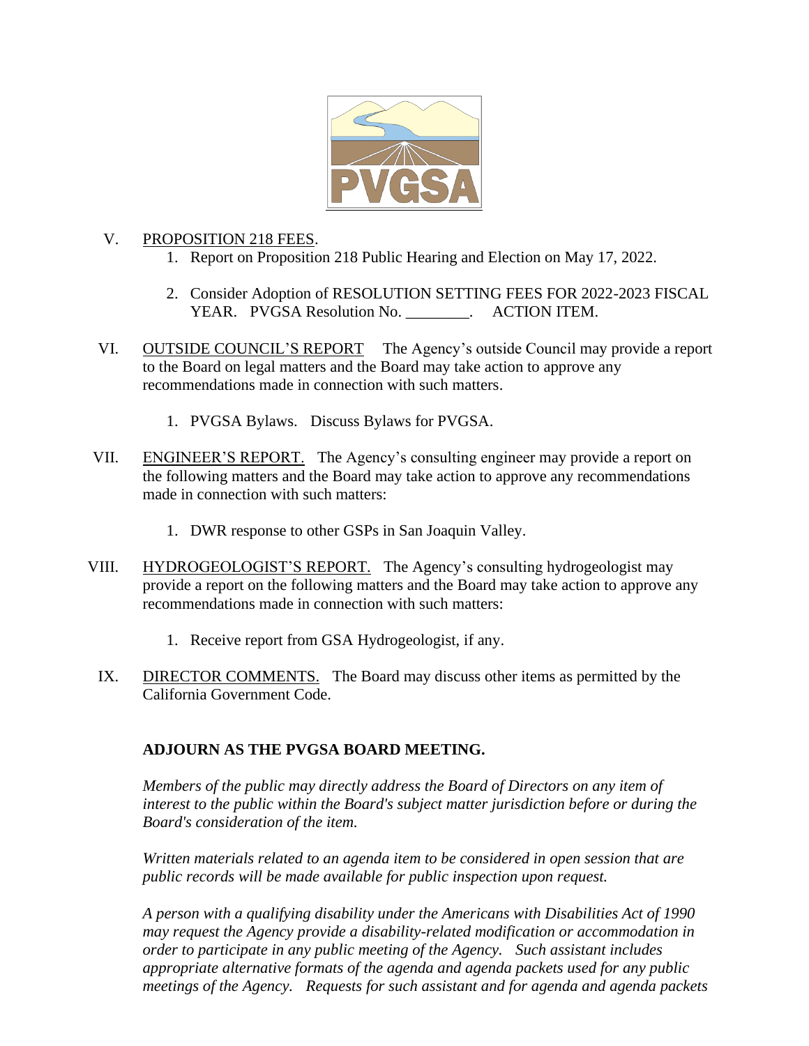V. PROPOSITION 218 FEES.

1. Report on Proposition 218 Public Hearing and Election on May 17, 2022.

2. Consider Adoption of RESOLUTION SETTING FEES FOR 2022-2023 FISCAL YEAR. PVGSA Resolution No. ________. ACTION ITEM.

VI. OUTSIDE COUNCIL'S REPORT The Agency's outside Council may provide a report to the Board on legal matters and the Board may take action to approve any recommendations made in connection with such matters.

1. PVGSA Bylaws. Discuss Bylaws for PVGSA.

VII. ENGINEER'S REPORT. The Agency's consulting engineer may provide a report on the following matters and the Board may take action to approve any recommendations made in connection with such matters:

1. DWR response to other GSPs in San Joaquin Valley.

VIII. HYDROGEOLOGIST'S REPORT. The Agency's consulting hydrogeologist may provide a report on the following matters and the Board may take action to approve any recommendations made in connection with such matters:

1. Receive report from GSA Hydrogeologist, if any.

IX. DIRECTOR COMMENTS. The Board may discuss other items as permitted by the California Government Code.

**ADJOURN AS THE PVGSA BOARD MEETING.**

*Members of the public may directly address the Board of Directors on any item of interest to the public within the Board's subject matter jurisdiction before or during the Board's consideration of the item.*

*Written materials related to an agenda item to be considered in open session that are public records will be made available for public inspection upon request.*

*A person with a qualifying disability under the Americans with Disabilities Act of 1990 may request the Agency provide a disability-related modification or accommodation in order to participate in any public meeting of the Agency. Such assistant includes appropriate alternative formats of the agenda and agenda packets used for any public meetings of the Agency. Requests for such assistant and for agenda and agenda packets*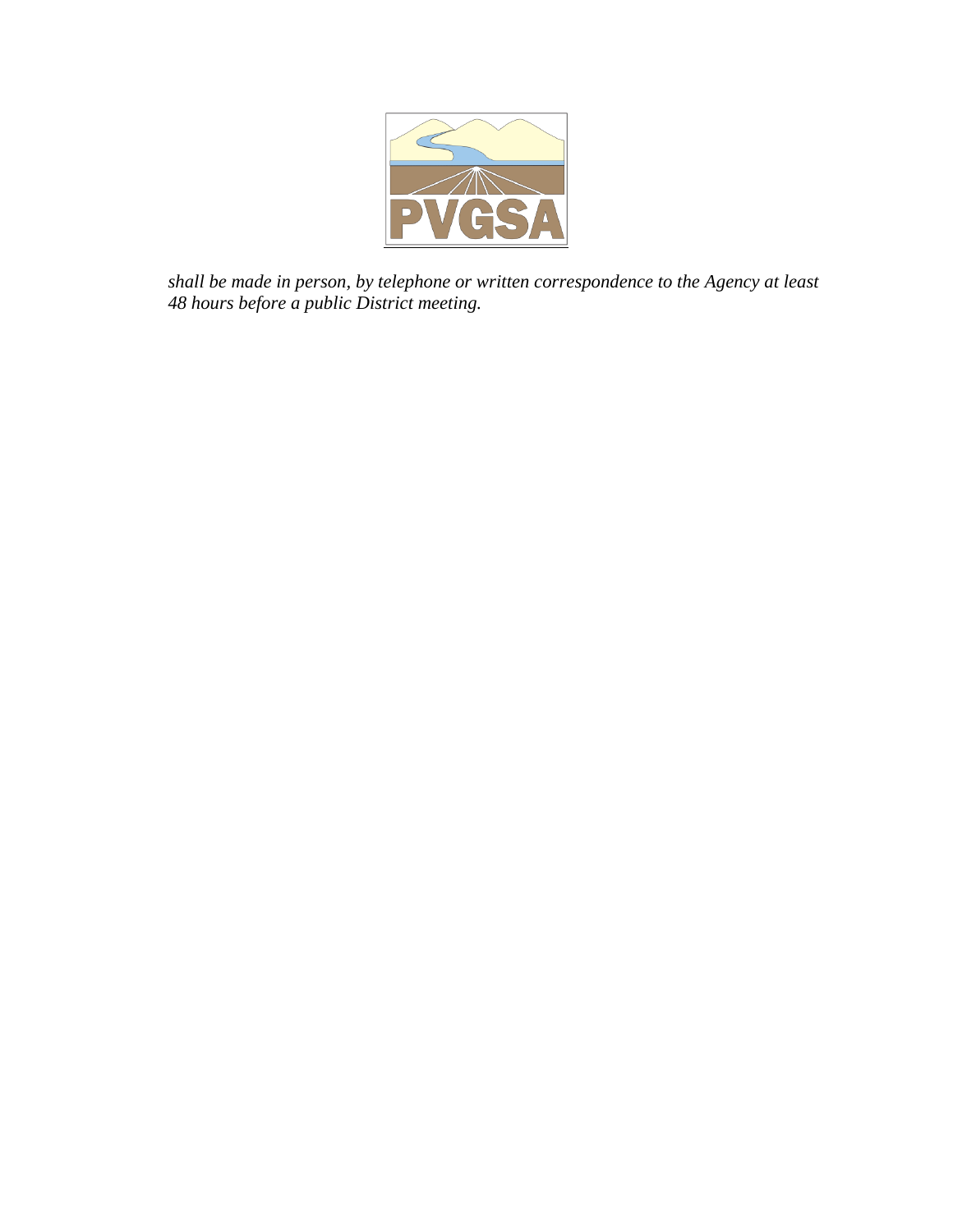*shall be made in person, by telephone or written correspondence to the Agency at least 48 hours before a public District meeting.*